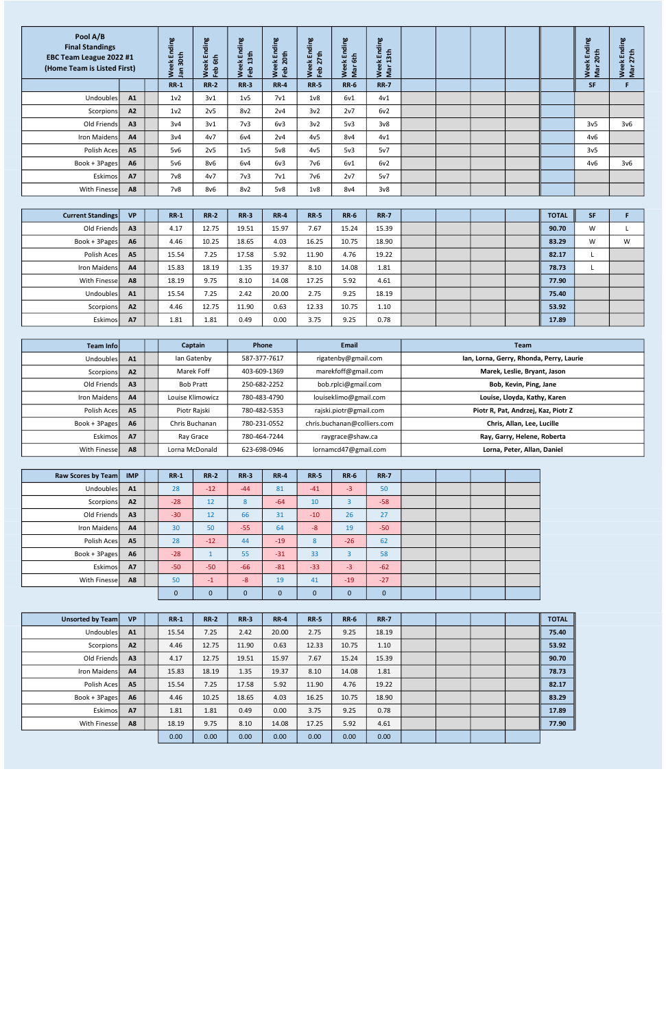| Pool A/B Final Standings EBC Team League 2022 #1 (Home Team is Listed First) | | | Week Ending Jan 30th | Week Ending Feb 6th | Week Ending Feb 13th | Week Ending Feb 20th | Week Ending Feb 27th | Week Ending Mar 6th | Week Ending Mar 13th | | | | | Week Ending Mar 20th | Week Ending Mar 27th |
|---|---|---|---|---|---|---|---|---|---|---|---|---|---|---|---|
| | | | RR-1 | RR-2 | RR-3 | RR-4 | RR-5 | RR-6 | RR-7 | | | | | SF | F |
| Undoubles | A1 | | 1v2 | 3v1 | 1v5 | 7v1 | 1v8 | 6v1 | 4v1 | | | | | | |
| Scorpions | A2 | | 1v2 | 2v5 | 8v2 | 2v4 | 3v2 | 2v7 | 6v2 | | | | | | |
| Old Friends | A3 | | 3v4 | 3v1 | 7v3 | 6v3 | 3v2 | 5v3 | 3v8 | | | | | 3v5 | 3v6 |
| Iron Maidens | A4 | | 3v4 | 4v7 | 6v4 | 2v4 | 4v5 | 8v4 | 4v1 | | | | | 4v6 | |
| Polish Aces | A5 | | 5v6 | 2v5 | 1v5 | 5v8 | 4v5 | 5v3 | 5v7 | | | | | 3v5 | |
| Book + 3Pages | A6 | | 5v6 | 8v6 | 6v4 | 6v3 | 7v6 | 6v1 | 6v2 | | | | | 4v6 | 3v6 |
| Eskimos | A7 | | 7v8 | 4v7 | 7v3 | 7v1 | 7v6 | 2v7 | 5v7 | | | | | | |
| With Finesse | A8 | | 7v8 | 8v6 | 8v2 | 5v8 | 1v8 | 8v4 | 3v8 | | | | | | |

| Current Standings | VP | | RR-1 | RR-2 | RR-3 | RR-4 | RR-5 | RR-6 | RR-7 | | | | TOTAL | SF | F |
|---|---|---|---|---|---|---|---|---|---|---|---|---|---|---|---|
| Old Friends | A3 | | 4.17 | 12.75 | 19.51 | 15.97 | 7.67 | 15.24 | 15.39 | | | | 90.70 | W | L |
| Book + 3Pages | A6 | | 4.46 | 10.25 | 18.65 | 4.03 | 16.25 | 10.75 | 18.90 | | | | 83.29 | W | W |
| Polish Aces | A5 | | 15.54 | 7.25 | 17.58 | 5.92 | 11.90 | 4.76 | 19.22 | | | | 82.17 | L | |
| Iron Maidens | A4 | | 15.83 | 18.19 | 1.35 | 19.37 | 8.10 | 14.08 | 1.81 | | | | 78.73 | L | |
| With Finesse | A8 | | 18.19 | 9.75 | 8.10 | 14.08 | 17.25 | 5.92 | 4.61 | | | | 77.90 | | |
| Undoubles | A1 | | 15.54 | 7.25 | 2.42 | 20.00 | 2.75 | 9.25 | 18.19 | | | | 75.40 | | |
| Scorpions | A2 | | 4.46 | 12.75 | 11.90 | 0.63 | 12.33 | 10.75 | 1.10 | | | | 53.92 | | |
| Eskimos | A7 | | 1.81 | 1.81 | 0.49 | 0.00 | 3.75 | 9.25 | 0.78 | | | | 17.89 | | |

| Team Info | | | Captain | Phone | Email | Team |
|---|---|---|---|---|---|---|
| Undoubles | A1 | | Ian Gatenby | 587-377-7617 | rigatenby@gmail.com | Ian, Lorna, Gerry, Rhonda, Perry, Laurie |
| Scorpions | A2 | | Marek Foff | 403-609-1369 | marekfoff@gmail.com | Marek, Leslie, Bryant, Jason |
| Old Friends | A3 | | Bob Pratt | 250-682-2252 | bob.rplci@gmail.com | Bob, Kevin, Ping, Jane |
| Iron Maidens | A4 | | Louise Klimowicz | 780-483-4790 | louiseklimo@gmail.com | Louise, Lloyda, Kathy, Karen |
| Polish Aces | A5 | | Piotr Rajski | 780-482-5353 | rajski.piotr@gmail.com | Piotr R, Pat, Andrzej, Kaz, Piotr Z |
| Book + 3Pages | A6 | | Chris Buchanan | 780-231-0552 | chris.buchanan@colliers.com | Chris, Allan, Lee, Lucille |
| Eskimos | A7 | | Ray Grace | 780-464-7244 | raygrace@shaw.ca | Ray, Garry, Helene, Roberta |
| With Finesse | A8 | | Lorna McDonald | 623-698-0946 | lornamcd47@gmail.com | Lorna, Peter, Allan, Daniel |

| Raw Scores by Team | IMP | | RR-1 | RR-2 | RR-3 | RR-4 | RR-5 | RR-6 | RR-7 | | | |
|---|---|---|---|---|---|---|---|---|---|---|---|---|
| Undoubles | A1 | | 28 | -12 | -44 | 81 | -41 | -3 | 50 | | | |
| Scorpions | A2 | | -28 | 12 | 8 | -64 | 10 | 3 | -58 | | | |
| Old Friends | A3 | | -30 | 12 | 66 | 31 | -10 | 26 | 27 | | | |
| Iron Maidens | A4 | | 30 | 50 | -55 | 64 | -8 | 19 | -50 | | | |
| Polish Aces | A5 | | 28 | -12 | 44 | -19 | 8 | -26 | 62 | | | |
| Book + 3Pages | A6 | | -28 | 1 | 55 | -31 | 33 | 3 | 58 | | | |
| Eskimos | A7 | | -50 | -50 | -66 | -81 | -33 | -3 | -62 | | | |
| With Finesse | A8 | | 50 | -1 | -8 | 19 | 41 | -19 | -27 | | | |
| | | | 0 | 0 | 0 | 0 | 0 | 0 | 0 | | | |

| Unsorted by Team | VP | | RR-1 | RR-2 | RR-3 | RR-4 | RR-5 | RR-6 | RR-7 | | | | TOTAL |
|---|---|---|---|---|---|---|---|---|---|---|---|---|---|
| Undoubles | A1 | | 15.54 | 7.25 | 2.42 | 20.00 | 2.75 | 9.25 | 18.19 | | | | 75.40 |
| Scorpions | A2 | | 4.46 | 12.75 | 11.90 | 0.63 | 12.33 | 10.75 | 1.10 | | | | 53.92 |
| Old Friends | A3 | | 4.17 | 12.75 | 19.51 | 15.97 | 7.67 | 15.24 | 15.39 | | | | 90.70 |
| Iron Maidens | A4 | | 15.83 | 18.19 | 1.35 | 19.37 | 8.10 | 14.08 | 1.81 | | | | 78.73 |
| Polish Aces | A5 | | 15.54 | 7.25 | 17.58 | 5.92 | 11.90 | 4.76 | 19.22 | | | | 82.17 |
| Book + 3Pages | A6 | | 4.46 | 10.25 | 18.65 | 4.03 | 16.25 | 10.75 | 18.90 | | | | 83.29 |
| Eskimos | A7 | | 1.81 | 1.81 | 0.49 | 0.00 | 3.75 | 9.25 | 0.78 | | | | 17.89 |
| With Finesse | A8 | | 18.19 | 9.75 | 8.10 | 14.08 | 17.25 | 5.92 | 4.61 | | | | 77.90 |
| | | | 0.00 | 0.00 | 0.00 | 0.00 | 0.00 | 0.00 | 0.00 | | | | |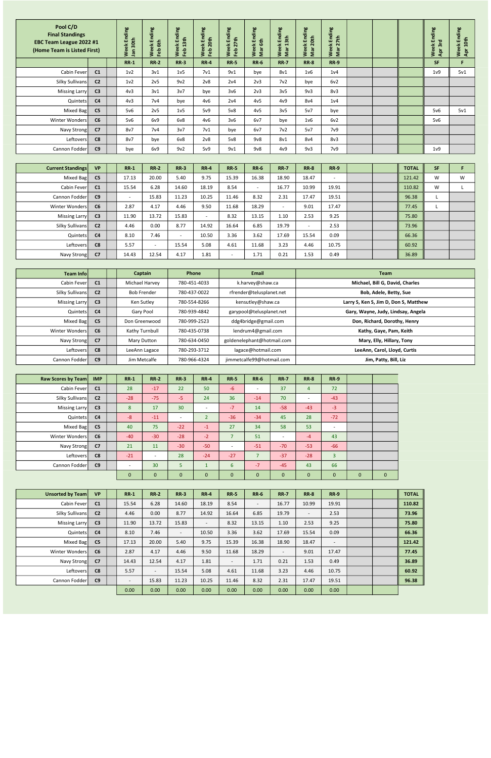| Pool C/D Final Standings EBC Team League 2022 #1 (Home Team is Listed First) | | | Week Ending Jan 30th | Week Ending Feb 6th | Week Ending Feb 13th | Week Ending Feb 20th | Week Ending Feb 27th | Week Ending Mar 6th | Week Ending Mar 13th | Week Ending Mar 20th | Week Ending Mar 27th | | | | Week Ending Apr 3rd | Week Ending Apr 10th |
|---|---|---|---|---|---|---|---|---|---|---|---|---|---|---|---|---|
| | | | RR-1 | RR-2 | RR-3 | RR-4 | RR-5 | RR-6 | RR-7 | RR-8 | RR-9 | | | | SF | F |
| Cabin Fever | C1 | | 1v2 | 3v1 | 1v5 | 7v1 | 9v1 | bye | 8v1 | 1v6 | 1v4 | | | | 1v9 | 5v1 |
| Silky Sullivans | C2 | | 1v2 | 2v5 | 9v2 | 2v8 | 2v4 | 2v3 | 7v2 | bye | 6v2 | | | | | |
| Missing Larry | C3 | | 4v3 | 3v1 | 3v7 | bye | 3v6 | 2v3 | 3v5 | 9v3 | 8v3 | | | | | |
| Quintets | C4 | | 4v3 | 7v4 | bye | 4v6 | 2v4 | 4v5 | 4v9 | 8v4 | 1v4 | | | | | |
| Mixed Bag | C5 | | 5v6 | 2v5 | 1v5 | 5v9 | 5v8 | 4v5 | 3v5 | 5v7 | bye | | | | 5v6 | 5v1 |
| Winter Wonders | C6 | | 5v6 | 6v9 | 6v8 | 4v6 | 3v6 | 6v7 | bye | 1v6 | 6v2 | | | | 5v6 | |
| Navy Strong | C7 | | 8v7 | 7v4 | 3v7 | 7v1 | bye | 6v7 | 7v2 | 5v7 | 7v9 | | | | | |
| Leftovers | C8 | | 8v7 | bye | 6v8 | 2v8 | 5v8 | 9v8 | 8v1 | 8v4 | 8v3 | | | | | |
| Cannon Fodder | C9 | | bye | 6v9 | 9v2 | 5v9 | 9v1 | 9v8 | 4v9 | 9v3 | 7v9 | | | | 1v9 | |

| Current Standings | | VP | RR-1 | RR-2 | RR-3 | RR-4 | RR-5 | RR-6 | RR-7 | RR-8 | RR-9 | | | TOTAL | SF | F |
|---|---|---|---|---|---|---|---|---|---|---|---|---|---|---|---|---|
| Mixed Bag | C5 | | 17.13 | 20.00 | 5.40 | 9.75 | 15.39 | 16.38 | 18.90 | 18.47 | - | | | 121.42 | W | W |
| Cabin Fever | C1 | | 15.54 | 6.28 | 14.60 | 18.19 | 8.54 | - | 16.77 | 10.99 | 19.91 | | | 110.82 | W | L |
| Cannon Fodder | C9 | | - | 15.83 | 11.23 | 10.25 | 11.46 | 8.32 | 2.31 | 17.47 | 19.51 | | | 96.38 | L | |
| Winter Wonders | C6 | | 2.87 | 4.17 | 4.46 | 9.50 | 11.68 | 18.29 | - | 9.01 | 17.47 | | | 77.45 | L | |
| Missing Larry | C3 | | 11.90 | 13.72 | 15.83 | - | 8.32 | 13.15 | 1.10 | 2.53 | 9.25 | | | 75.80 | | |
| Silky Sullivans | C2 | | 4.46 | 0.00 | 8.77 | 14.92 | 16.64 | 6.85 | 19.79 | - | 2.53 | | | 73.96 | | |
| Quintets | C4 | | 8.10 | 7.46 | - | 10.50 | 3.36 | 3.62 | 17.69 | 15.54 | 0.09 | | | 66.36 | | |
| Leftovers | C8 | | 5.57 | - | 15.54 | 5.08 | 4.61 | 11.68 | 3.23 | 4.46 | 10.75 | | | 60.92 | | |
| Navy Strong | C7 | | 14.43 | 12.54 | 4.17 | 1.81 | - | 1.71 | 0.21 | 1.53 | 0.49 | | | 36.89 | | |

| Team Info | | | Captain | Phone | Email | Team |
|---|---|---|---|---|---|---|
| Cabin Fever | C1 | | Michael Harvey | 780-451-4033 | k.harvey@shaw.ca | Michael, Bill G, David, Charles |
| Silky Sullivans | C2 | | Bob Frender | 780-437-0022 | rfrender@telusplanet.net | Bob, Adele, Betty, Sue |
| Missing Larry | C3 | | Ken Sutley | 780-554-8266 | kensutley@shaw.ca | Larry S, Ken S, Jim D, Don S, Matthew |
| Quintets | C4 | | Gary Pool | 780-939-4842 | garypool@telusplanet.net | Gary, Wayne, Judy, Lindsay, Angela |
| Mixed Bag | C5 | | Don Greenwood | 780-999-2523 | ddg4bridge@gmail.com | Don, Richard, Dorothy, Henry |
| Winter Wonders | C6 | | Kathy Turnbull | 780-435-0738 | lendrum4@hotmail.com | Kathy, Gaye, Pam, Keith |
| Navy Strong | C7 | | Mary Dutton | 780-634-0450 | goldenelephant@hotmail.com | Mary, Elly, Hillary, Tony |
| Leftovers | C8 | | LeeAnn Lagace | 780-293-3712 | lagace@hotmail.com | LeeAnn, Carol, Lloyd, Curtis |
| Cannon Fodder | C9 | | Jim Metcalfe | 780-966-4324 | jimmetcalfe99@hotmail.com | Jim, Patty, Bill, Liz |

| Raw Scores by Team | | IMP | RR-1 | RR-2 | RR-3 | RR-4 | RR-5 | RR-6 | RR-7 | RR-8 | RR-9 | | |
|---|---|---|---|---|---|---|---|---|---|---|---|---|---|
| Cabin Fever | C1 | | 28 | -17 | 22 | 50 | -6 | - | 37 | 4 | 72 | | |
| Silky Sullivans | C2 | | -28 | -75 | -5 | 24 | 36 | -14 | 70 | - | -43 | | |
| Missing Larry | C3 | | 8 | 17 | 30 | - | -7 | 14 | -58 | -43 | -3 | | |
| Quintets | C4 | | -8 | -11 | - | 2 | -36 | -34 | 45 | 28 | -72 | | |
| Mixed Bag | C5 | | 40 | 75 | -22 | -1 | 27 | 34 | 58 | 53 | - | | |
| Winter Wonders | C6 | | -40 | -30 | -28 | -2 | 7 | 51 | - | -4 | 43 | | |
| Navy Strong | C7 | | 21 | 11 | -30 | -50 | - | -51 | -70 | -53 | -66 | | |
| Leftovers | C8 | | -21 | - | 28 | -24 | -27 | 7 | -37 | -28 | 3 | | |
| Cannon Fodder | C9 | | - | 30 | 5 | 1 | 6 | -7 | -45 | 43 | 66 | | |
| | | | 0 | 0 | 0 | 0 | 0 | 0 | 0 | 0 | 0 | 0 | 0 |

| Unsorted by Team | | VP | RR-1 | RR-2 | RR-3 | RR-4 | RR-5 | RR-6 | RR-7 | RR-8 | RR-9 | | | TOTAL |
|---|---|---|---|---|---|---|---|---|---|---|---|---|---|---|
| Cabin Fever | C1 | | 15.54 | 6.28 | 14.60 | 18.19 | 8.54 | - | 16.77 | 10.99 | 19.91 | | | **110.82** |
| Silky Sullivans | C2 | | 4.46 | 0.00 | 8.77 | 14.92 | 16.64 | 6.85 | 19.79 | - | 2.53 | | | **73.96** |
| Missing Larry | C3 | | 11.90 | 13.72 | 15.83 | - | 8.32 | 13.15 | 1.10 | 2.53 | 9.25 | | | **75.80** |
| Quintets | C4 | | 8.10 | 7.46 | - | 10.50 | 3.36 | 3.62 | 17.69 | 15.54 | 0.09 | | | **66.36** |
| Mixed Bag | C5 | | 17.13 | 20.00 | 5.40 | 9.75 | 15.39 | 16.38 | 18.90 | 18.47 | - | | | **121.42** |
| Winter Wonders | C6 | | 2.87 | 4.17 | 4.46 | 9.50 | 11.68 | 18.29 | - | 9.01 | 17.47 | | | **77.45** |
| Navy Strong | C7 | | 14.43 | 12.54 | 4.17 | 1.81 | - | 1.71 | 0.21 | 1.53 | 0.49 | | | **36.89** |
| Leftovers | C8 | | 5.57 | - | 15.54 | 5.08 | 4.61 | 11.68 | 3.23 | 4.46 | 10.75 | | | **60.92** |
| Cannon Fodder | C9 | | - | 15.83 | 11.23 | 10.25 | 11.46 | 8.32 | 2.31 | 17.47 | 19.51 | | | **96.38** |
| | | | 0.00 | 0.00 | 0.00 | 0.00 | 0.00 | 0.00 | 0.00 | 0.00 | 0.00 | | | |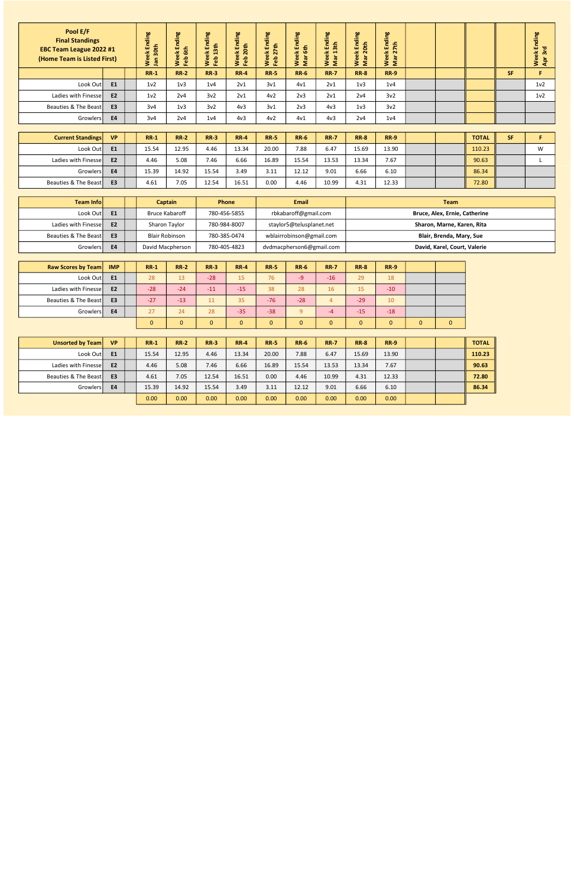| Pool E/F<br>Final Standings<br>EBC Team League 2022 #1<br>(Home Team is Listed First) | | | Week Ending Jan 30th | Week Ending Feb 6th | Week Ending Feb 13th | Week Ending Feb 20th | Week Ending Feb 27th | Week Ending Mar 6th | Week Ending Mar 13th | Week Ending Mar 20th | Week Ending Mar 27th | | | | | Week Ending Apr 3rd |
|---|---|---|---|---|---|---|---|---|---|---|---|---|---|---|---|---|
| | | | RR-1 | RR-2 | RR-3 | RR-4 | RR-5 | RR-6 | RR-7 | RR-8 | RR-9 | | | | SF | F |
| Look Out | E1 | | 1v2 | 1v3 | 1v4 | 2v1 | 3v1 | 4v1 | 2v1 | 1v3 | 1v4 | | | | | 1v2 |
| Ladies with Finesse | E2 | | 1v2 | 2v4 | 3v2 | 2v1 | 4v2 | 2v3 | 2v1 | 2v4 | 3v2 | | | | | 1v2 |
| Beauties & The Beast | E3 | | 3v4 | 1v3 | 3v2 | 4v3 | 3v1 | 2v3 | 4v3 | 1v3 | 3v2 | | | | | |
| Growlers | E4 | | 3v4 | 2v4 | 1v4 | 4v3 | 4v2 | 4v1 | 4v3 | 2v4 | 1v4 | | | | | |

| Current Standings | VP | | RR-1 | RR-2 | RR-3 | RR-4 | RR-5 | RR-6 | RR-7 | RR-8 | RR-9 | | | TOTAL | SF | F |
|---|---|---|---|---|---|---|---|---|---|---|---|---|---|---|---|---|
| Look Out | E1 | | 15.54 | 12.95 | 4.46 | 13.34 | 20.00 | 7.88 | 6.47 | 15.69 | 13.90 | | | 110.23 | | W |
| Ladies with Finesse | E2 | | 4.46 | 5.08 | 7.46 | 6.66 | 16.89 | 15.54 | 13.53 | 13.34 | 7.67 | | | 90.63 | | L |
| Growlers | E4 | | 15.39 | 14.92 | 15.54 | 3.49 | 3.11 | 12.12 | 9.01 | 6.66 | 6.10 | | | 86.34 | | |
| Beauties & The Beast | E3 | | 4.61 | 7.05 | 12.54 | 16.51 | 0.00 | 4.46 | 10.99 | 4.31 | 12.33 | | | 72.80 | | |

| Team Info | | | Captain | Phone | Email | Team |
|---|---|---|---|---|---|---|
| Look Out | E1 | | Bruce Kabaroff | 780-456-5855 | rbkabaroff@gmail.com | Bruce, Alex, Ernie, Catherine |
| Ladies with Finesse | E2 | | Sharon Taylor | 780-984-8007 | staylor5@telusplanet.net | Sharon, Marne, Karen, Rita |
| Beauties & The Beast | E3 | | Blair Robinson | 780-385-0474 | wblairrobinson@gmail.com | Blair, Brenda, Mary, Sue |
| Growlers | E4 | | David Macpherson | 780-405-4823 | dvdmacpherson6@gmail.com | David, Karel, Court, Valerie |

| Raw Scores by Team | IMP | | RR-1 | RR-2 | RR-3 | RR-4 | RR-5 | RR-6 | RR-7 | RR-8 | RR-9 | | |
|---|---|---|---|---|---|---|---|---|---|---|---|---|---|
| Look Out | E1 | | 28 | 13 | -28 | 15 | 76 | -9 | -16 | 29 | 18 | | |
| Ladies with Finesse | E2 | | -28 | -24 | -11 | -15 | 38 | 28 | 16 | 15 | -10 | | |
| Beauties & The Beast | E3 | | -27 | -13 | 11 | 35 | -76 | -28 | 4 | -29 | 10 | | |
| Growlers | E4 | | 27 | 24 | 28 | -35 | -38 | 9 | -4 | -15 | -18 | | |
| | | | 0 | 0 | 0 | 0 | 0 | 0 | 0 | 0 | 0 | 0 | 0 |

| Unsorted by Team | VP | | RR-1 | RR-2 | RR-3 | RR-4 | RR-5 | RR-6 | RR-7 | RR-8 | RR-9 | | | TOTAL |
|---|---|---|---|---|---|---|---|---|---|---|---|---|---|---|
| Look Out | E1 | | 15.54 | 12.95 | 4.46 | 13.34 | 20.00 | 7.88 | 6.47 | 15.69 | 13.90 | | | **110.23** |
| Ladies with Finesse | E2 | | 4.46 | 5.08 | 7.46 | 6.66 | 16.89 | 15.54 | 13.53 | 13.34 | 7.67 | | | **90.63** |
| Beauties & The Beast | E3 | | 4.61 | 7.05 | 12.54 | 16.51 | 0.00 | 4.46 | 10.99 | 4.31 | 12.33 | | | **72.80** |
| Growlers | E4 | | 15.39 | 14.92 | 15.54 | 3.49 | 3.11 | 12.12 | 9.01 | 6.66 | 6.10 | | | **86.34** |
| | | | 0.00 | 0.00 | 0.00 | 0.00 | 0.00 | 0.00 | 0.00 | 0.00 | 0.00 | | | |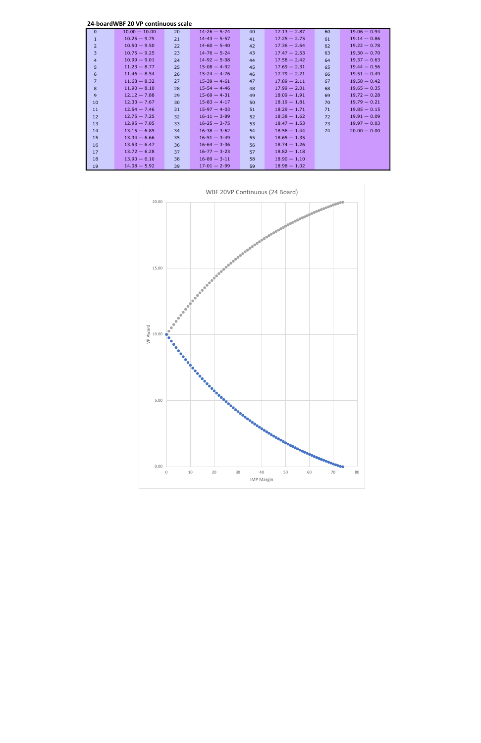**24-boardWBF 20 VP continuous scale**

| | | | | | | | |
|---|---|---|---|---|---|---|---|
| 0 | 10.00 — 10.00 | 20 | 14-26 — 5-74 | 40 | 17.13 — 2.87 | 60 | 19.06 — 0.94 |
| 1 | 10.25 — 9.75 | 21 | 14-43 — 5-57 | 41 | 17.25 — 2.75 | 61 | 19.14 — 0.86 |
| 2 | 10.50 — 9.50 | 22 | 14-60 — 5-40 | 42 | 17.36 — 2.64 | 62 | 19.22 — 0.78 |
| 3 | 10.75 — 9.25 | 23 | 14-76 — 5-24 | 43 | 17.47 — 2.53 | 63 | 19.30 — 0.70 |
| 4 | 10.99 — 9.01 | 24 | 14-92 — 5-08 | 44 | 17.58 — 2.42 | 64 | 19.37 — 0.63 |
| 5 | 11.23 — 8.77 | 25 | 15-08 — 4-92 | 45 | 17.69 — 2.31 | 65 | 19.44 — 0.56 |
| 6 | 11.46 — 8.54 | 26 | 15-24 — 4-76 | 46 | 17.79 — 2.21 | 66 | 19.51 — 0.49 |
| 7 | 11.68 — 8.32 | 27 | 15-39 — 4-61 | 47 | 17.89 — 2.11 | 67 | 19.58 — 0.42 |
| 8 | 11.90 — 8.10 | 28 | 15-54 — 4-46 | 48 | 17.99 — 2.01 | 68 | 19.65 — 0.35 |
| 9 | 12.12 — 7.88 | 29 | 15-69 — 4-31 | 49 | 18.09 — 1.91 | 69 | 19.72 — 0.28 |
| 10 | 12.33 — 7.67 | 30 | 15-83 — 4-17 | 50 | 18.19 — 1.81 | 70 | 19.79 — 0.21 |
| 11 | 12.54 — 7.46 | 31 | 15-97 — 4-03 | 51 | 18.29 — 1.71 | 71 | 19.85 — 0.15 |
| 12 | 12.75 — 7.25 | 32 | 16-11 — 3-89 | 52 | 18.38 — 1.62 | 72 | 19.91 — 0.09 |
| 13 | 12.95 — 7.05 | 33 | 16-25 — 3-75 | 53 | 18.47 — 1.53 | 73 | 19.97 — 0.03 |
| 14 | 13.15 — 6.85 | 34 | 16-38 — 3-62 | 54 | 18.56 — 1.44 | 74 | 20.00 — 0.00 |
| 15 | 13.34 — 6.66 | 35 | 16-51 — 3-49 | 55 | 18.65 — 1.35 | | |
| 16 | 13.53 — 6.47 | 36 | 16-64 — 3-36 | 56 | 18.74 — 1.26 | | |
| 17 | 13.72 — 6.28 | 37 | 16-77 — 3-23 | 57 | 18.82 — 1.18 | | |
| 18 | 13.90 — 6.10 | 38 | 16-89 — 3-11 | 58 | 18.90 — 1.10 | | |
| 19 | 14.08 — 5.92 | 39 | 17-01 — 2-99 | 59 | 18.98 — 1.02 | | |

WBF 20VP Continuous (24 Board)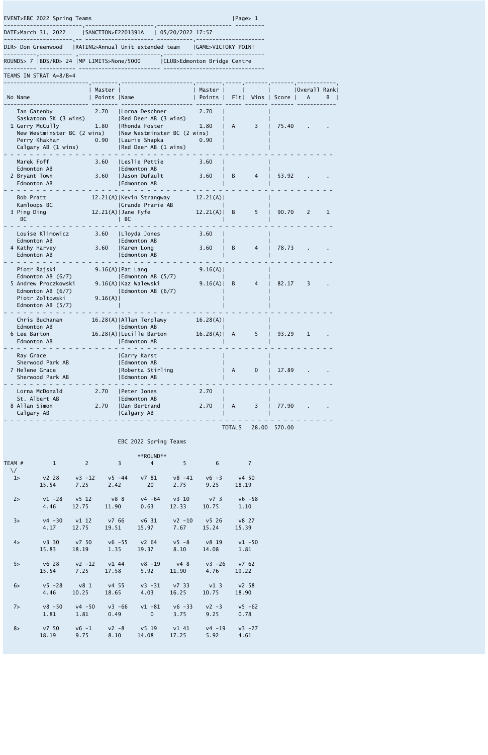EVENT>EBC 2022 Spring Teams |Page> 1

DATE>March 31, 2022 |SANCTION>E2201391A | 05/20/2022 17:57

DIR> Don Greenwood |RATING>Annual Unit extended team |GAME>VICTORY POINT

ROUNDS> 7 |BDS/RD> 24 |MP LIMITS>None/5000 |CLUB>Edmonton Bridge Centre

TEAMS IN STRAT A=8/B=4

| No | Name | Master Points | Name | Master Points | Flt | Wins | Score | Overall Rank A | Overall Rank B |
|---|---|---|---|---|---|---|---|---|---|
| 1 | Ian Gatenby, Saskatoon SK (3 wins)<br>Gerry McCully, New Westminster BC (2 wins)<br>Perry Khakhar, Calgary AB (1 wins) | 2.70<br>1.80<br>0.90 | Lorna Deschner, Red Deer AB (3 wins)<br>Rhonda Foster, New Westminster BC (2 wins)<br>Laurie Shapka, Red Deer AB (1 wins) | 2.70<br>1.80<br>0.90 | A | 3 | 75.40 | . | . |
| 2 | Marek Foff, Edmonton AB<br>Bryant Town, Edmonton AB | 3.60<br>3.60 | Leslie Pettie, Edmonton AB<br>Jason Dufault, Edmonton AB | 3.60<br>3.60 | B | 4 | 53.92 | . | . |
| 3 | Bob Pratt, Kamloops BC<br>Ping Ding, BC | 12.21(A)<br>12.21(A) | Kevin Strangway, Grande Prarie AB<br>Jane Fyfe, BC | 12.21(A)<br>12.21(A) | B | 5 | 90.70 | 2 | 1 |
| 4 | Louise Klimowicz, Edmonton AB<br>Kathy Harvey, Edmonton AB | 3.60<br>3.60 | Lloyda Jones, Edmonton AB<br>Karen Long, Edmonton AB | 3.60<br>3.60 | B | 4 | 78.73 | . | . |
| 5 | Piotr Rajski, Edmonton AB (6/7)<br>Andrew Proczkowski, Edmonton AB (6/7)<br>Piotr Zoltowski, Edmonton AB (5/7) | 9.16(A)<br>9.16(A)<br>9.16(A) | Pat Lang, Edmonton AB (5/7)<br>Kaz Walewski, Edmonton AB (6/7) | 9.16(A)<br>9.16(A) | B | 4 | 82.17 | 3 | . |
| 6 | Chris Buchanan, Edmonton AB<br>Lee Barton, Edmonton AB | 16.28(A)<br>16.28(A) | Allan Terplawy, Edmonton AB<br>Lucille Barton, Edmonton AB | 16.28(A)<br>16.28(A) | A | 5 | 93.29 | 1 | . |
| 7 | Ray Grace, Sherwood Park AB<br>Helene Grace, Sherwood Park AB | | Garry Karst, Edmonton AB<br>Roberta Stirling, Edmonton AB | | A | 0 | 17.89 | . | . |
| 8 | Lorna McDonald, St. Albert AB<br>Allan Simon, Calgary AB | 2.70<br>2.70 | Peter Jones, Edmonton AB<br>Dan Bertrand, Calgary AB | 2.70<br>2.70 | A | 3 | 77.90 | . | . |
| | | | | TOTALS | | 28.00 | 570.00 | | |

EBC 2022 Spring Teams

**ROUND**

| TEAM # | 1 | 2 | 3 | 4 | 5 | 6 | 7 |
|---|---|---|---|---|---|---|---|
| 1> | v2 28<br>15.54 | v3 -12<br>7.25 | v5 -44<br>2.42 | v7 81<br>20 | v8 -41<br>2.75 | v6 -3<br>9.25 | v4 50<br>18.19 |
| 2> | v1 -28<br>4.46 | v5 12<br>12.75 | v8 8<br>11.90 | v4 -64<br>0.63 | v3 10<br>12.33 | v7 3<br>10.75 | v6 -58<br>1.10 |
| 3> | v4 -30<br>4.17 | v1 12<br>12.75 | v7 66<br>19.51 | v6 31<br>15.97 | v2 -10<br>7.67 | v5 26<br>15.24 | v8 27<br>15.39 |
| 4> | v3 30<br>15.83 | v7 50<br>18.19 | v6 -55<br>1.35 | v2 64<br>19.37 | v5 -8<br>8.10 | v8 19<br>14.08 | v1 -50<br>1.81 |
| 5> | v6 28<br>15.54 | v2 -12<br>7.25 | v1 44<br>17.58 | v8 -19<br>5.92 | v4 8<br>11.90 | v3 -26<br>4.76 | v7 62<br>19.22 |
| 6> | v5 -28<br>4.46 | v8 1<br>10.25 | v4 55<br>18.65 | v3 -31<br>4.03 | v7 33<br>16.25 | v1 3<br>10.75 | v2 58<br>18.90 |
| 7> | v8 -50<br>1.81 | v4 -50<br>1.81 | v3 -66<br>0.49 | v1 -81<br>0 | v6 -33<br>3.75 | v2 -3<br>9.25 | v5 -62<br>0.78 |
| 8> | v7 50<br>18.19 | v6 -1<br>9.75 | v2 -8<br>8.10 | v5 19<br>14.08 | v1 41<br>17.25 | v4 -19<br>5.92 | v3 -27<br>4.61 |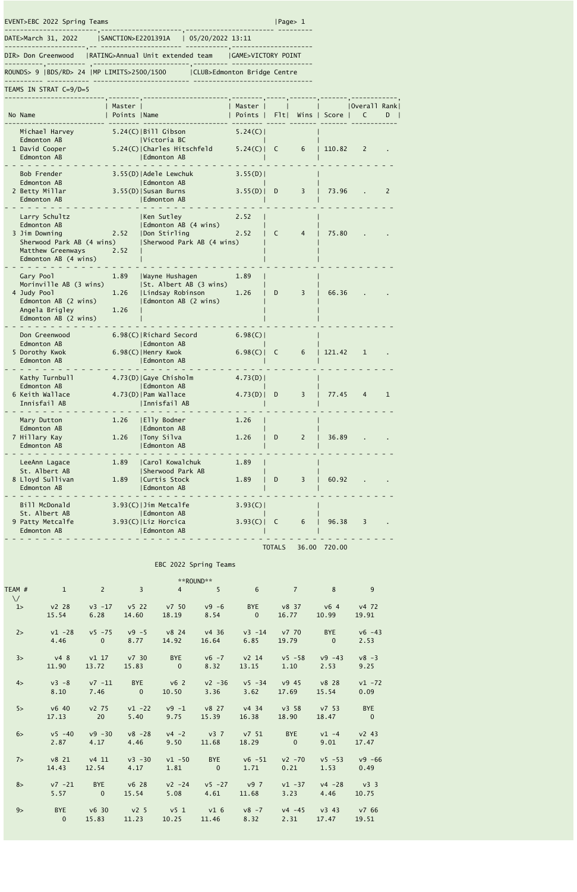EVENT>EBC 2022 Spring Teams

DATE>March 31, 2022 | SANCTION>E2201391A | 05/20/2022 13:11

DIR> Don Greenwood | RATING>Annual Unit extended team | GAME>VICTORY POINT

ROUNDS> 9 | BDS/RD> 24 | MP LIMITS>2500/1500 | CLUB>Edmonton Bridge Centre

TEAMS IN STRAT C=9/D=5

| No | Name | Master Points | Name | Master Points | Flt | Wins | Score | Overall Rank C | Overall Rank D |
|---|---|---|---|---|---|---|---|---|---|
| 1 | Michael Harvey, Edmonton AB | 5.24(C) | Bill Gibson, Victoria BC | 5.24(C) | C | 6 | 110.82 | 2 | . |
| | David Cooper, Edmonton AB | 5.24(C) | Charles Hitschfeld, Edmonton AB | 5.24(C) | | | | | |
| 2 | Bob Frender, Edmonton AB | 3.55(D) | Adele Lewchuk, Edmonton AB | 3.55(D) | D | 3 | 73.96 | . | 2 |
| | Betty Millar, Edmonton AB | 3.55(D) | Susan Burns, Edmonton AB | 3.55(D) | | | | | |
| 3 | Larry Schultz | | Ken Sutley, Edmonton AB (4 wins) | 2.52 | C | 4 | 75.80 | . | . |
| | Jim Downing, Sherwood Park AB (4 wins) | 2.52 | Don Stirling, Sherwood Park AB (4 wins) | 2.52 | | | | | |
| | Matthew Greenways, Edmonton AB (4 wins) | 2.52 | | | | | | | |
| 4 | Gary Pool, Morinville AB (3 wins) | 1.89 | Wayne Hushagen, St. Albert AB (3 wins) | 1.89 | D | 3 | 66.36 | . | . |
| | Judy Pool, Edmonton AB (2 wins) | 1.26 | Lindsay Robinson, Edmonton AB (2 wins) | 1.26 | | | | | |
| | Angela Brigley, Edmonton AB (2 wins) | 1.26 | | | | | | | |
| 5 | Don Greenwood, Edmonton AB | 6.98(C) | Richard Secord, Edmonton AB | 6.98(C) | C | 6 | 121.42 | 1 | . |
| | Dorothy Kwok, Edmonton AB | 6.98(C) | Henry Kwok, Edmonton AB | 6.98(C) | | | | | |
| 6 | Kathy Turnbull, Edmonton AB | 4.73(D) | Gaye Chisholm, Edmonton AB | 4.73(D) | D | 3 | 77.45 | 4 | 1 |
| | Keith Wallace, Innisfail AB | 4.73(D) | Pam Wallace, Innisfail AB | 4.73(D) | | | | | |
| 7 | Mary Dutton, Edmonton AB | 1.26 | Elly Bodner, Edmonton AB | 1.26 | D | 2 | 36.89 | . | . |
| | Hillary Kay, Edmonton AB | 1.26 | Tony Silva, Edmonton AB | 1.26 | | | | | |
| 8 | LeeAnn Lagace, St. Albert AB | 1.89 | Carol Kowalchuk, Sherwood Park AB | 1.89 | D | 3 | 60.92 | . | . |
| | Lloyd Sullivan, Edmonton AB | 1.89 | Curtis Stock, Edmonton AB | 1.89 | | | | | |
| 9 | Bill McDonald, St. Albert AB | 3.93(C) | Jim Metcalfe, Edmonton AB | 3.93(C) | C | 6 | 96.38 | 3 | . |
| | Patty Metcalfe, Edmonton AB | 3.93(C) | Liz Horcica, Edmonton AB | 3.93(C) | | | | | |
| | | | | | TOTALS | 36.00 | 720.00 | | |

## EBC 2022 Spring Teams

**ROUND**

| TEAM # | 1 | 2 | 3 | 4 | 5 | 6 | 7 | 8 | 9 |
|---|---|---|---|---|---|---|---|---|---|
| 1> | v2 28 / 15.54 | v3 -17 / 6.28 | v5 22 / 14.60 | v7 50 / 18.19 | v9 -6 / 8.54 | BYE / 0 | v8 37 / 16.77 | v6 4 / 10.99 | v4 72 / 19.91 |
| 2> | v1 -28 / 4.46 | v5 -75 / 0 | v9 -5 / 8.77 | v8 24 / 14.92 | v4 36 / 16.64 | v3 -14 / 6.85 | v7 70 / 19.79 | BYE / 0 | v6 -43 / 2.53 |
| 3> | v4 8 / 11.90 | v1 17 / 13.72 | v7 30 / 15.83 | BYE / 0 | v6 -7 / 8.32 | v2 14 / 13.15 | v5 -58 / 1.10 | v9 -43 / 2.53 | v8 -3 / 9.25 |
| 4> | v3 -8 / 8.10 | v7 -11 / 7.46 | BYE / 0 | v6 2 / 10.50 | v2 -36 / 3.36 | v5 -34 / 3.62 | v9 45 / 17.69 | v8 28 / 15.54 | v1 -72 / 0.09 |
| 5> | v6 40 / 17.13 | v2 75 / 20 | v1 -22 / 5.40 | v9 -1 / 9.75 | v8 27 / 15.39 | v4 34 / 16.38 | v3 58 / 18.90 | v7 53 / 18.47 | BYE / 0 |
| 6> | v5 -40 / 2.87 | v9 -30 / 4.17 | v8 -28 / 4.46 | v4 -2 / 9.50 | v3 7 / 11.68 | v7 51 / 18.29 | BYE / 0 | v1 -4 / 9.01 | v2 43 / 17.47 |
| 7> | v8 21 / 14.43 | v4 11 / 12.54 | v3 -30 / 4.17 | v1 -50 / 1.81 | BYE / 0 | v6 -51 / 1.71 | v2 -70 / 0.21 | v5 -53 / 1.53 | v9 -66 / 0.49 |
| 8> | v7 -21 / 5.57 | BYE / 0 | v6 28 / 15.54 | v2 -24 / 5.08 | v5 -27 / 4.61 | v9 7 / 11.68 | v1 -37 / 3.23 | v4 -28 / 4.46 | v3 3 / 10.75 |
| 9> | BYE / 0 | v6 30 / 15.83 | v2 5 / 11.23 | v5 1 / 10.25 | v1 6 / 11.46 | v8 -7 / 8.32 | v4 -45 / 2.31 | v3 43 / 17.47 | v7 66 / 19.51 |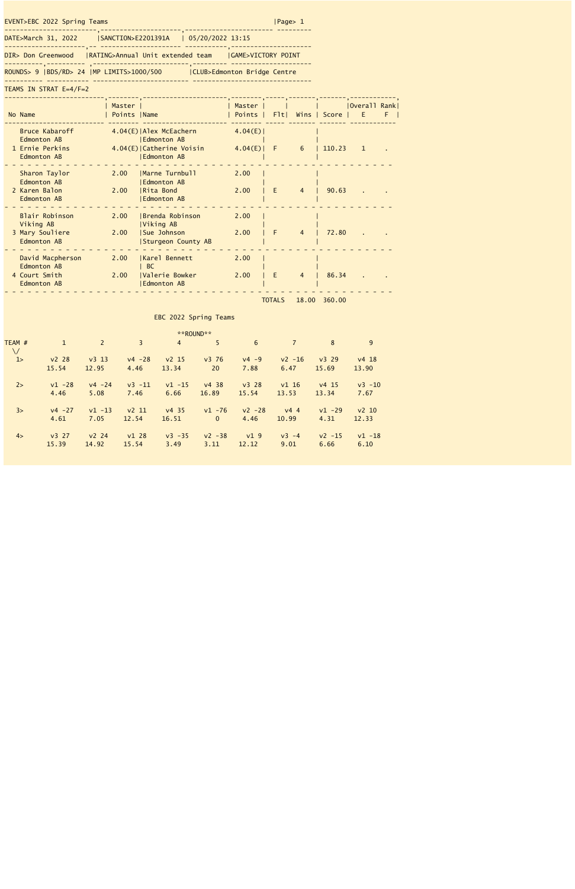EVENT>EBC 2022 Spring Teams | Page> 1

DATE>March 31, 2022 | SANCTION>E2201391A | 05/20/2022 13:15

DIR> Don Greenwood | RATING>Annual Unit extended team | GAME>VICTORY POINT

ROUNDS> 9 | BDS/RD> 24 | MP LIMITS>1000/500 | CLUB>Edmonton Bridge Centre

TEAMS IN STRAT E=4/F=2

| No | Name | Master Points | Name | Master Points | Flt | Wins | Score | Overall Rank E | Overall Rank F |
|---|---|---|---|---|---|---|---|---|---|
| 1 | Bruce Kabaroff, Edmonton AB | 4.04(E) | Alex McEachern, Edmonton AB | 4.04(E) | F | 6 | 110.23 | 1 | . |
| | Ernie Perkins, Edmonton AB | 4.04(E) | Catherine Voisin, Edmonton AB | 4.04(E) | | | | | |
| 2 | Sharon Taylor, Edmonton AB | 2.00 | Marne Turnbull, Edmonton AB | 2.00 | E | 4 | 90.63 | . | . |
| | Karen Balon, Edmonton AB | 2.00 | Rita Bond, Edmonton AB | 2.00 | | | | | |
| 3 | Blair Robinson, Viking AB | 2.00 | Brenda Robinson, Viking AB | 2.00 | F | 4 | 72.80 | . | . |
| | Mary Souliere, Edmonton AB | 2.00 | Sue Johnson, Sturgeon County AB | 2.00 | | | | | |
| 4 | David Macpherson, Edmonton AB | 2.00 | Karel Bennett, BC | 2.00 | E | 4 | 86.34 | . | . |
| | Court Smith, Edmonton AB | 2.00 | Valerie Bowker, Edmonton AB | 2.00 | | | | | |
| | | | | | TOTALS | 18.00 | 360.00 | | |

EBC 2022 Spring Teams

**ROUND**

| TEAM # | 1 | 2 | 3 | 4 | 5 | 6 | 7 | 8 | 9 |
|---|---|---|---|---|---|---|---|---|---|
| 1> | v2 28 | v3 13 | v4 -28 | v2 15 | v3 76 | v4 -9 | v2 -16 | v3 29 | v4 18 |
| | 15.54 | 12.95 | 4.46 | 13.34 | 20 | 7.88 | 6.47 | 15.69 | 13.90 |
| 2> | v1 -28 | v4 -24 | v3 -11 | v1 -15 | v4 38 | v3 28 | v1 16 | v4 15 | v3 -10 |
| | 4.46 | 5.08 | 7.46 | 6.66 | 16.89 | 15.54 | 13.53 | 13.34 | 7.67 |
| 3> | v4 -27 | v1 -13 | v2 11 | v4 35 | v1 -76 | v2 -28 | v4 4 | v1 -29 | v2 10 |
| | 4.61 | 7.05 | 12.54 | 16.51 | 0 | 4.46 | 10.99 | 4.31 | 12.33 |
| 4> | v3 27 | v2 24 | v1 28 | v3 -35 | v2 -38 | v1 9 | v3 -4 | v2 -15 | v1 -18 |
| | 15.39 | 14.92 | 15.54 | 3.49 | 3.11 | 12.12 | 9.01 | 6.66 | 6.10 |